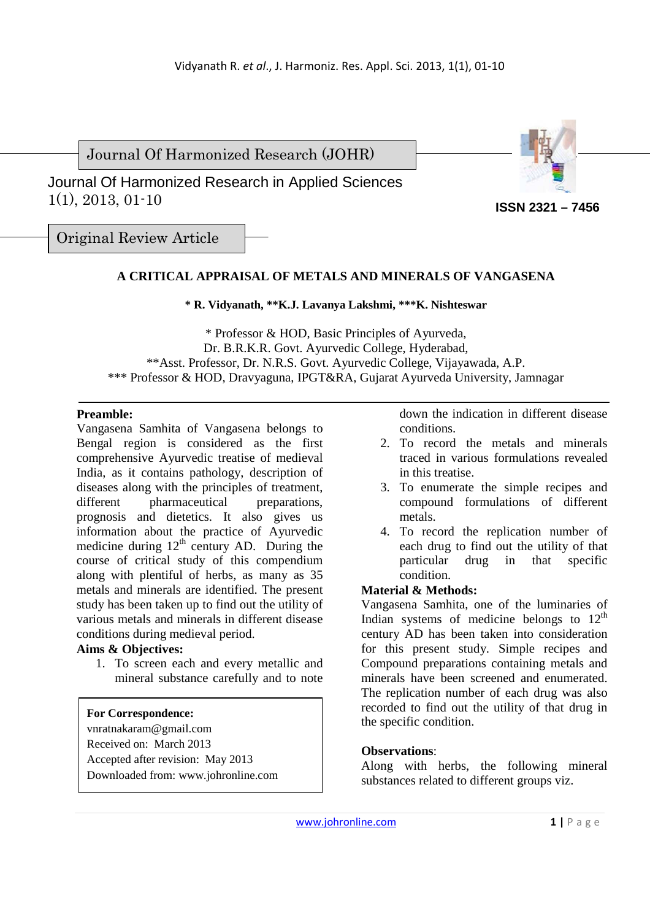Journal Of Harmonized Research (JOHR)

Journal Of Harmonized Research in Applied Sciences
1(1), 2013, 01-10

ISSN 2321 – 7456

Original Review Article

# A CRITICAL APPRAISAL OF METALS AND MINERALS OF VANGASENA

**\* R. Vidyanath, \*\*K.J. Lavanya Lakshmi, \*\*\*K. Nishteswar**

\* Professor & HOD, Basic Principles of Ayurveda,
Dr. B.R.K.R. Govt. Ayurvedic College, Hyderabad,
\*\*Asst. Professor, Dr. N.R.S. Govt. Ayurvedic College, Vijayawada, A.P.
\*\*\* Professor & HOD, Dravyaguna, IPGT&RA, Gujarat Ayurveda University, Jamnagar

**Preamble:**
Vangasena Samhita of Vangasena belongs to Bengal region is considered as the first comprehensive Ayurvedic treatise of medieval India, as it contains pathology, description of diseases along with the principles of treatment, different pharmaceutical preparations, prognosis and dietetics. It also gives us information about the practice of Ayurvedic medicine during 12th century AD. During the course of critical study of this compendium along with plentiful of herbs, as many as 35 metals and minerals are identified. The present study has been taken up to find out the utility of various metals and minerals in different disease conditions during medieval period.

**Aims & Objectives:**

1. To screen each and every metallic and mineral substance carefully and to note down the indication in different disease conditions.
2. To record the metals and minerals traced in various formulations revealed in this treatise.
3. To enumerate the simple recipes and compound formulations of different metals.
4. To record the replication number of each drug to find out the utility of that particular drug in that specific condition.

**For Correspondence:**
vnratnakaram@gmail.com
Received on: March 2013
Accepted after revision: May 2013
Downloaded from: www.johronline.com

**Material & Methods:**
Vangasena Samhita, one of the luminaries of Indian systems of medicine belongs to 12th century AD has been taken into consideration for this present study. Simple recipes and Compound preparations containing metals and minerals have been screened and enumerated. The replication number of each drug was also recorded to find out the utility of that drug in the specific condition.

**Observations**:
Along with herbs, the following mineral substances related to different groups viz.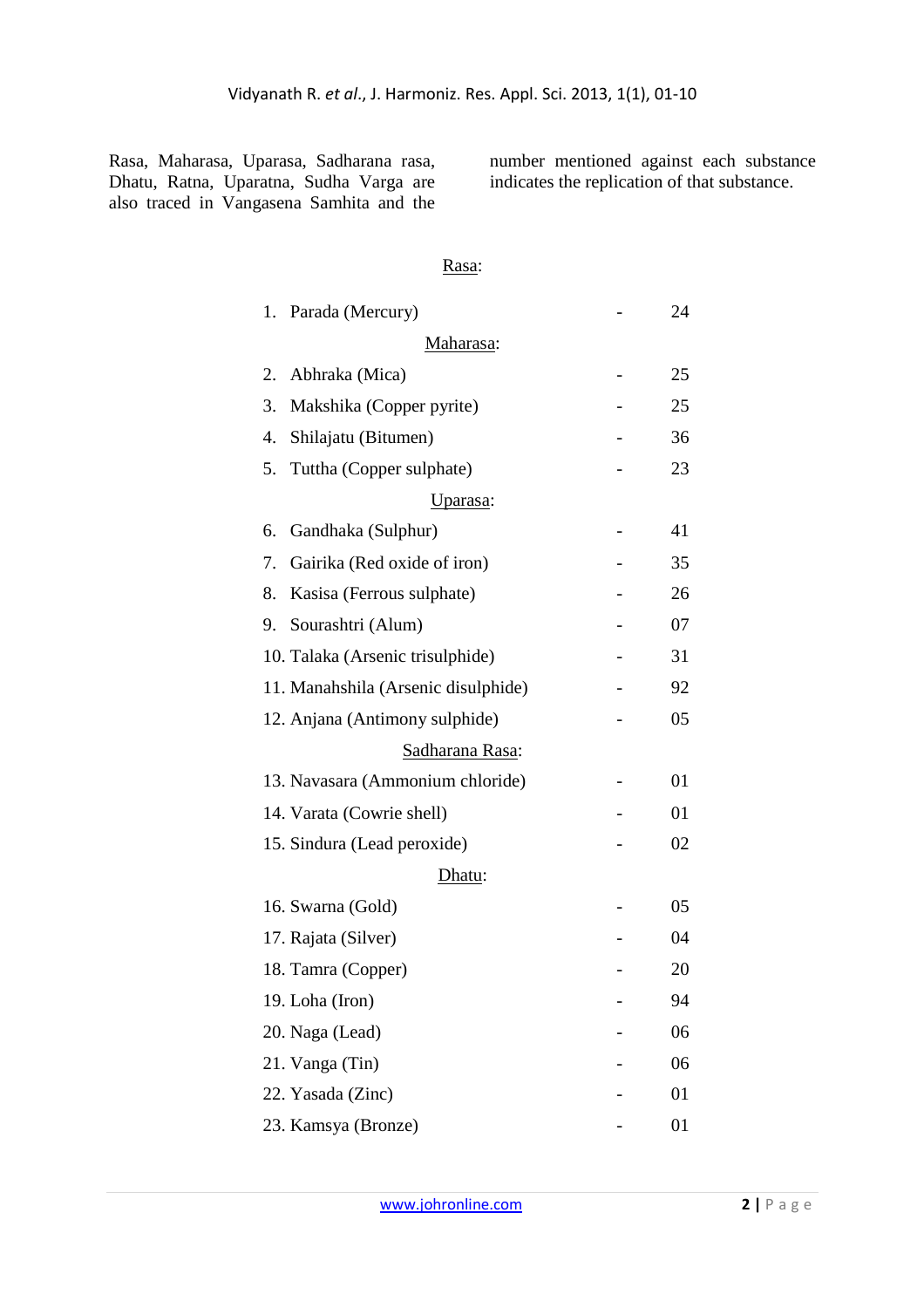Rasa, Maharasa, Uparasa, Sadharana rasa, Dhatu, Ratna, Uparatna, Sudha Varga are also traced in Vangasena Samhita and the number mentioned against each substance indicates the replication of that substance.

Rasa:

1. Parada (Mercury) - 24

Maharasa:

2. Abhraka (Mica) - 25
3. Makshika (Copper pyrite) - 25
4. Shilajatu (Bitumen) - 36
5. Tuttha (Copper sulphate) - 23

Uparasa:

6. Gandhaka (Sulphur) - 41
7. Gairika (Red oxide of iron) - 35
8. Kasisa (Ferrous sulphate) - 26
9. Sourashtri (Alum) - 07
10. Talaka (Arsenic trisulphide) - 31
11. Manahshila (Arsenic disulphide) - 92
12. Anjana (Antimony sulphide) - 05

Sadharana Rasa:

13. Navasara (Ammonium chloride) - 01
14. Varata (Cowrie shell) - 01
15. Sindura (Lead peroxide) - 02

Dhatu:

16. Swarna (Gold) - 05
17. Rajata (Silver) - 04
18. Tamra (Copper) - 20
19. Loha (Iron) - 94
20. Naga (Lead) - 06
21. Vanga (Tin) - 06
22. Yasada (Zinc) - 01
23. Kamsya (Bronze) - 01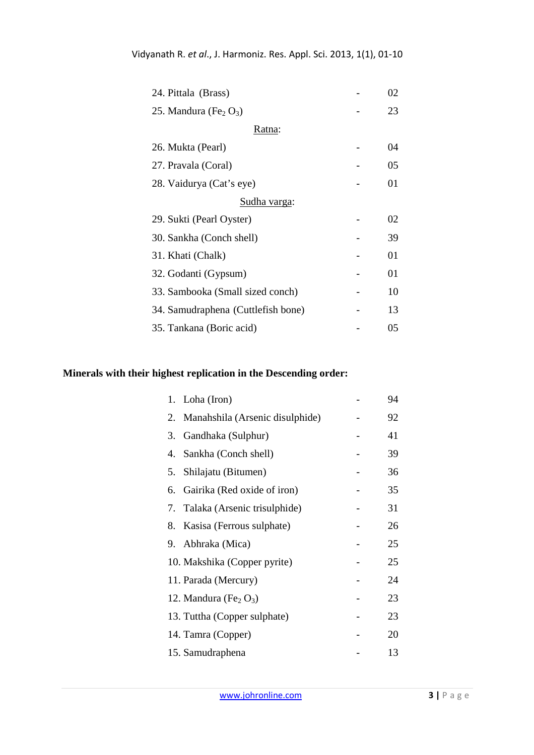| | | |
|---|---|---|
| 24. Pittala (Brass) | - | 02 |
| 25. Mandura ($Fe_2 O_3$) | - | 23 |
| Ratna: | | |
| 26. Mukta (Pearl) | - | 04 |
| 27. Pravala (Coral) | - | 05 |
| 28. Vaidurya (Cat's eye) | - | 01 |
| Sudha varga: | | |
| 29. Sukti (Pearl Oyster) | - | 02 |
| 30. Sankha (Conch shell) | - | 39 |
| 31. Khati (Chalk) | - | 01 |
| 32. Godanti (Gypsum) | - | 01 |
| 33. Sambooka (Small sized conch) | - | 10 |
| 34. Samudraphena (Cuttlefish bone) | - | 13 |
| 35. Tankana (Boric acid) | - | 05 |

**Minerals with their highest replication in the Descending order:**

| | | |
|---|---|---|
| 1. Loha (Iron) | - | 94 |
| 2. Manahshila (Arsenic disulphide) | - | 92 |
| 3. Gandhaka (Sulphur) | - | 41 |
| 4. Sankha (Conch shell) | - | 39 |
| 5. Shilajatu (Bitumen) | - | 36 |
| 6. Gairika (Red oxide of iron) | - | 35 |
| 7. Talaka (Arsenic trisulphide) | - | 31 |
| 8. Kasisa (Ferrous sulphate) | - | 26 |
| 9. Abhraka (Mica) | - | 25 |
| 10. Makshika (Copper pyrite) | - | 25 |
| 11. Parada (Mercury) | - | 24 |
| 12. Mandura ($Fe_2 O_3$) | - | 23 |
| 13. Tuttha (Copper sulphate) | - | 23 |
| 14. Tamra (Copper) | - | 20 |
| 15. Samudraphena | - | 13 |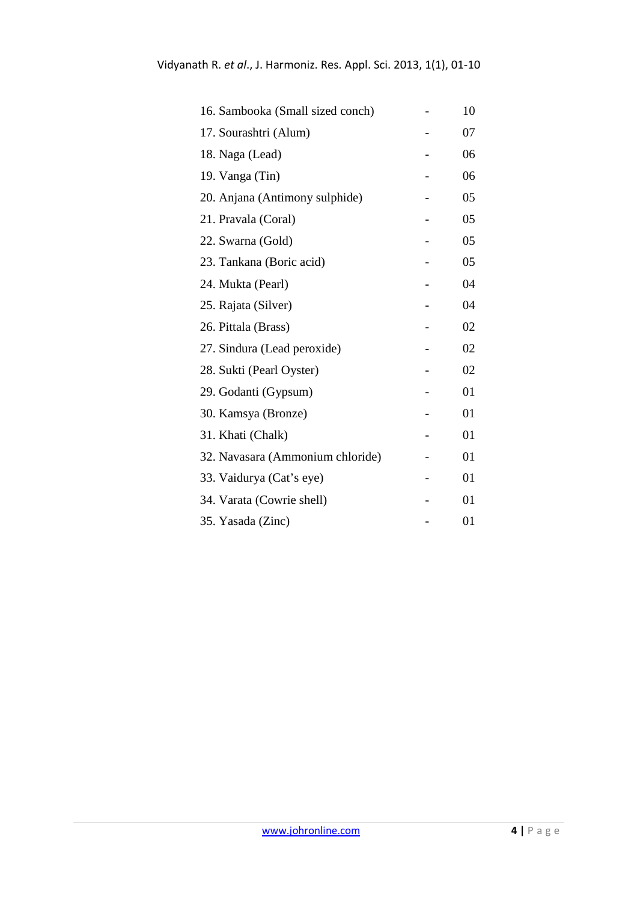16. Sambooka (Small sized conch) - 10
17. Sourashtri (Alum) - 07
18. Naga (Lead) - 06
19. Vanga (Tin) - 06
20. Anjana (Antimony sulphide) - 05
21. Pravala (Coral) - 05
22. Swarna (Gold) - 05
23. Tankana (Boric acid) - 05
24. Mukta (Pearl) - 04
25. Rajata (Silver) - 04
26. Pittala (Brass) - 02
27. Sindura (Lead peroxide) - 02
28. Sukti (Pearl Oyster) - 02
29. Godanti (Gypsum) - 01
30. Kamsya (Bronze) - 01
31. Khati (Chalk) - 01
32. Navasara (Ammonium chloride) - 01
33. Vaidurya (Cat's eye) - 01
34. Varata (Cowrie shell) - 01
35. Yasada (Zinc) - 01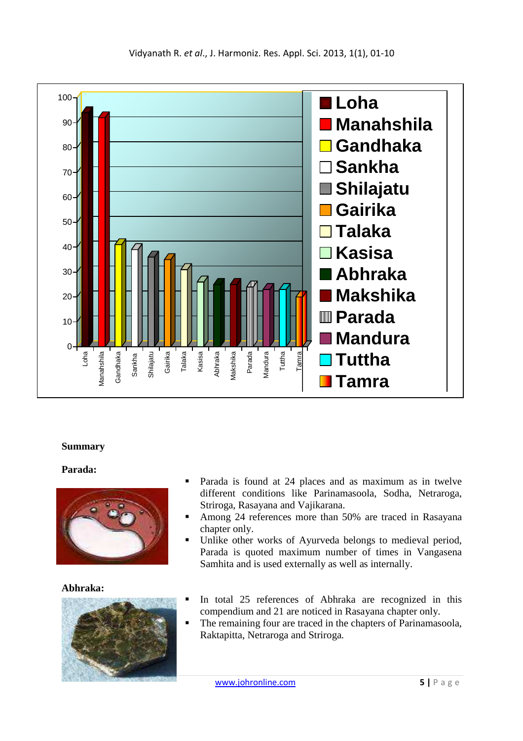## Summary

### Parada:

- Parada is found at 24 places and as maximum as in twelve different conditions like Parinamasoola, Sodha, Netraroga, Striroga, Rasayana and Vajikarana.
- Among 24 references more than 50% are traced in Rasayana chapter only.
- Unlike other works of Ayurveda belongs to medieval period, Parada is quoted maximum number of times in Vangasena Samhita and is used externally as well as internally.

### Abhraka:

- In total 25 references of Abhraka are recognized in this compendium and 21 are noticed in Rasayana chapter only.
- The remaining four are traced in the chapters of Parinamasoola, Raktapitta, Netraroga and Striroga.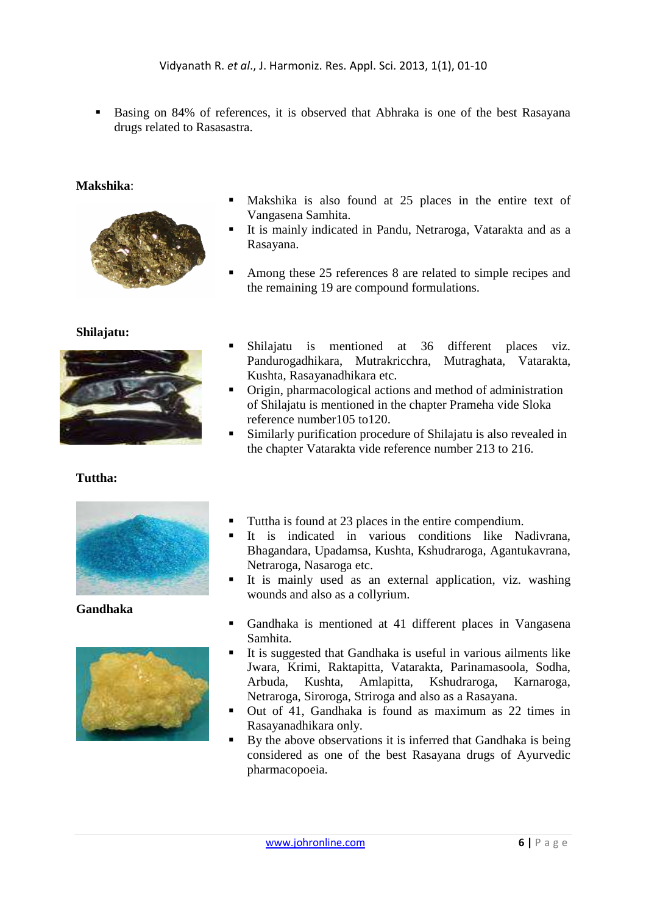- Basing on 84% of references, it is observed that Abhraka is one of the best Rasayana drugs related to Rasasastra.

**Makshika**:

- Makshika is also found at 25 places in the entire text of Vangasena Samhita.
- It is mainly indicated in Pandu, Netraroga, Vatarakta and as a Rasayana.
- Among these 25 references 8 are related to simple recipes and the remaining 19 are compound formulations.

**Shilajatu:**

- Shilajatu is mentioned at 36 different places viz. Pandurogadhikara, Mutrakricchra, Mutraghata, Vatarakta, Kushta, Rasayanadhikara etc.
- Origin, pharmacological actions and method of administration of Shilajatu is mentioned in the chapter Prameha vide Sloka reference number105 to120.
- Similarly purification procedure of Shilajatu is also revealed in the chapter Vatarakta vide reference number 213 to 216.

**Tuttha:**

- Tuttha is found at 23 places in the entire compendium.
- It is indicated in various conditions like Nadivrana, Bhagandara, Upadamsa, Kushta, Kshudraroga, Agantukavrana, Netraroga, Nasaroga etc.
- It is mainly used as an external application, viz. washing wounds and also as a collyrium.

**Gandhaka**

- Gandhaka is mentioned at 41 different places in Vangasena Samhita.
- It is suggested that Gandhaka is useful in various ailments like Jwara, Krimi, Raktapitta, Vatarakta, Parinamasoola, Sodha, Arbuda, Kushta, Amlapitta, Kshudraroga, Karnaroga, Netraroga, Siroroga, Striroga and also as a Rasayana.
- Out of 41, Gandhaka is found as maximum as 22 times in Rasayanadhikara only.
- By the above observations it is inferred that Gandhaka is being considered as one of the best Rasayana drugs of Ayurvedic pharmacopoeia.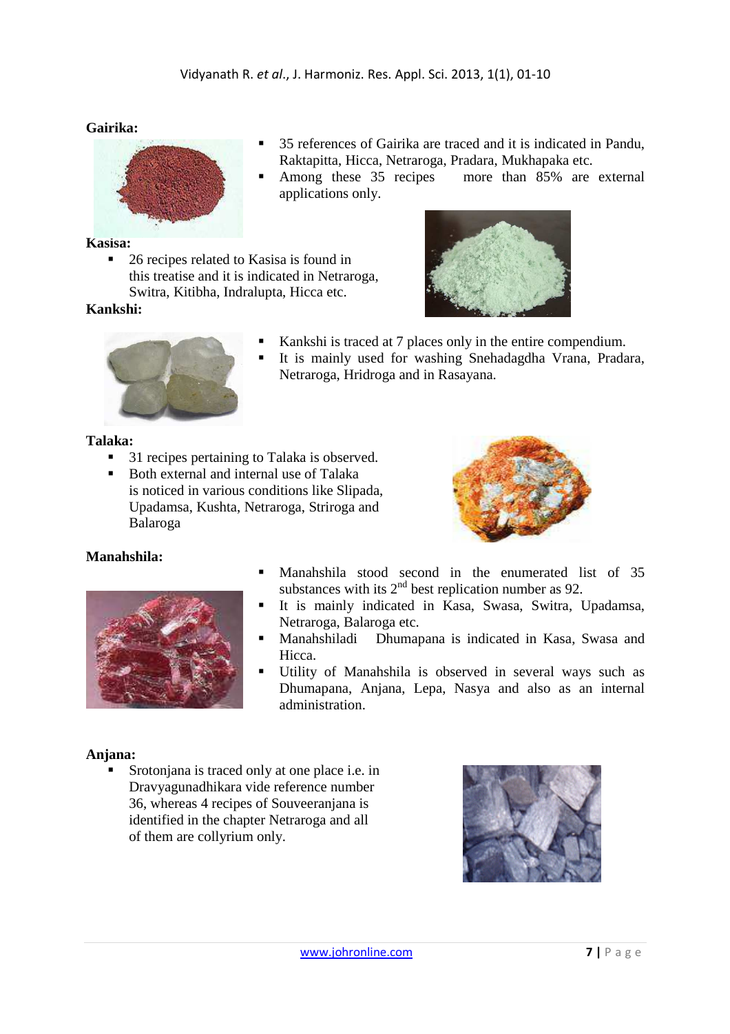**Gairika:**

- 35 references of Gairika are traced and it is indicated in Pandu, Raktapitta, Hicca, Netraroga, Pradara, Mukhapaka etc.
- Among these 35 recipes more than 85% are external applications only.

**Kasisa:**

- 26 recipes related to Kasisa is found in this treatise and it is indicated in Netraroga, Switra, Kitibha, Indralupta, Hicca etc.

**Kankshi:**

- Kankshi is traced at 7 places only in the entire compendium.
- It is mainly used for washing Snehadagdha Vrana, Pradara, Netraroga, Hridroga and in Rasayana.

**Talaka:**

- 31 recipes pertaining to Talaka is observed.
- Both external and internal use of Talaka is noticed in various conditions like Slipada, Upadamsa, Kushta, Netraroga, Striroga and Balaroga

**Manahshila:**

- Manahshila stood second in the enumerated list of 35 substances with its 2nd best replication number as 92.
- It is mainly indicated in Kasa, Swasa, Switra, Upadamsa, Netraroga, Balaroga etc.
- Manahshiladi Dhumapana is indicated in Kasa, Swasa and Hicca.
- Utility of Manahshila is observed in several ways such as Dhumapana, Anjana, Lepa, Nasya and also as an internal administration.

**Anjana:**

- Srotonjana is traced only at one place i.e. in Dravyagunadhikara vide reference number 36, whereas 4 recipes of Souveeranjana is identified in the chapter Netraroga and all of them are collyrium only.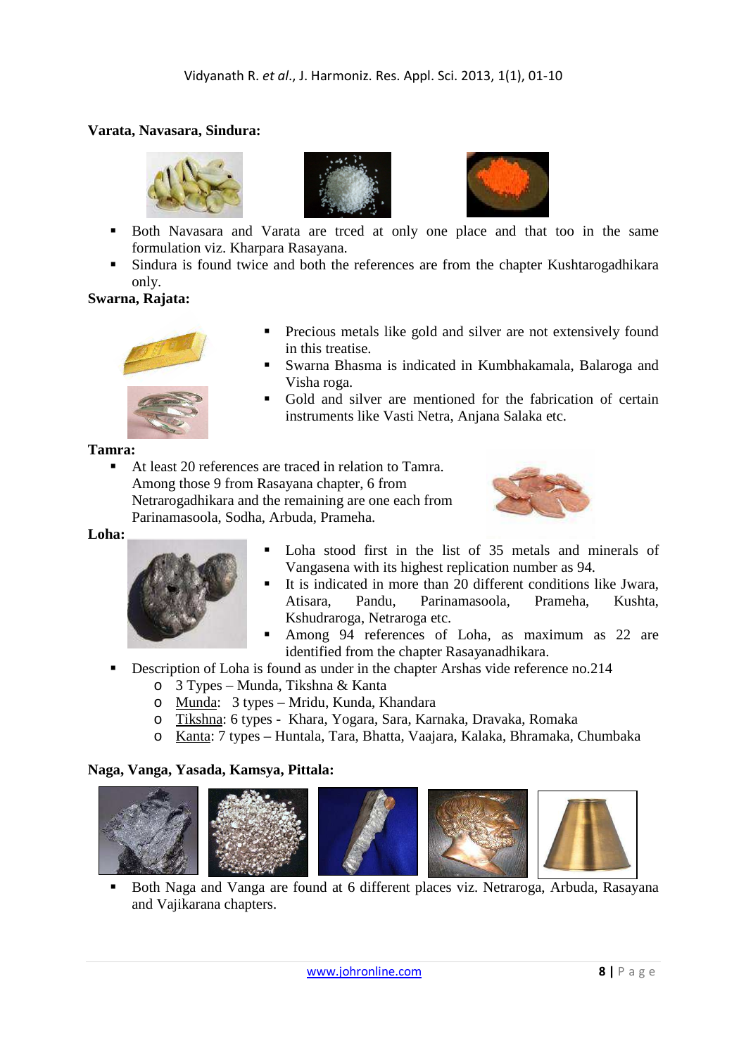**Varata, Navasara, Sindura:**

- Both Navasara and Varata are trced at only one place and that too in the same formulation viz. Kharpara Rasayana.
- Sindura is found twice and both the references are from the chapter Kushtarogadhikara only.

**Swarna, Rajata:**

- Precious metals like gold and silver are not extensively found in this treatise.
- Swarna Bhasma is indicated in Kumbhakamala, Balaroga and Visha roga.
- Gold and silver are mentioned for the fabrication of certain instruments like Vasti Netra, Anjana Salaka etc.

**Tamra:**

- At least 20 references are traced in relation to Tamra. Among those 9 from Rasayana chapter, 6 from Netrarogadhikara and the remaining are one each from Parinamasoola, Sodha, Arbuda, Prameha.

**Loha:**

- Loha stood first in the list of 35 metals and minerals of Vangasena with its highest replication number as 94.
- It is indicated in more than 20 different conditions like Jwara, Atisara, Pandu, Parinamasoola, Prameha, Kushta, Kshudraroga, Netraroga etc.
- Among 94 references of Loha, as maximum as 22 are identified from the chapter Rasayanadhikara.
- Description of Loha is found as under in the chapter Arshas vide reference no.214
  - 3 Types – Munda, Tikshna & Kanta
  - Munda: 3 types – Mridu, Kunda, Khandara
  - Tikshna: 6 types - Khara, Yogara, Sara, Karnaka, Dravaka, Romaka
  - Kanta: 7 types – Huntala, Tara, Bhatta, Vaajara, Kalaka, Bhramaka, Chumbaka

**Naga, Vanga, Yasada, Kamsya, Pittala:**

- Both Naga and Vanga are found at 6 different places viz. Netraroga, Arbuda, Rasayana and Vajikarana chapters.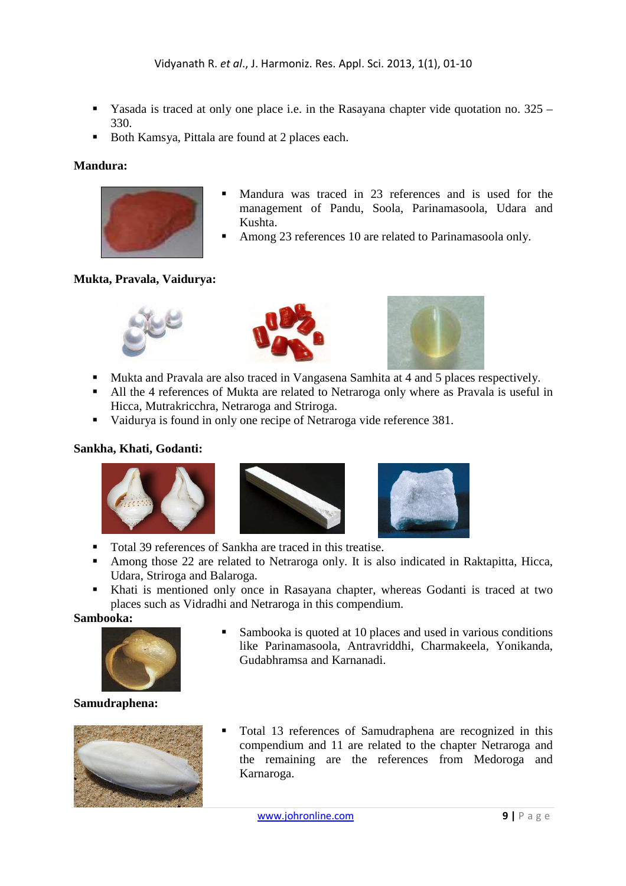- Yasada is traced at only one place i.e. in the Rasayana chapter vide quotation no. 325 – 330.
- Both Kamsya, Pittala are found at 2 places each.

**Mandura:**

- Mandura was traced in 23 references and is used for the management of Pandu, Soola, Parinamasoola, Udara and Kushta.
- Among 23 references 10 are related to Parinamasoola only.

**Mukta, Pravala, Vaidurya:**

- Mukta and Pravala are also traced in Vangasena Samhita at 4 and 5 places respectively.
- All the 4 references of Mukta are related to Netraroga only where as Pravala is useful in Hicca, Mutrakricchra, Netraroga and Striroga.
- Vaidurya is found in only one recipe of Netraroga vide reference 381.

**Sankha, Khati, Godanti:**

- Total 39 references of Sankha are traced in this treatise.
- Among those 22 are related to Netraroga only. It is also indicated in Raktapitta, Hicca, Udara, Striroga and Balaroga.
- Khati is mentioned only once in Rasayana chapter, whereas Godanti is traced at two places such as Vidradhi and Netraroga in this compendium.

**Sambooka:**

- Sambooka is quoted at 10 places and used in various conditions like Parinamasoola, Antravriddhi, Charmakeela, Yonikanda, Gudabhramsa and Karnanadi.

**Samudraphena:**

- Total 13 references of Samudraphena are recognized in this compendium and 11 are related to the chapter Netraroga and the remaining are the references from Medoroga and Karnaroga.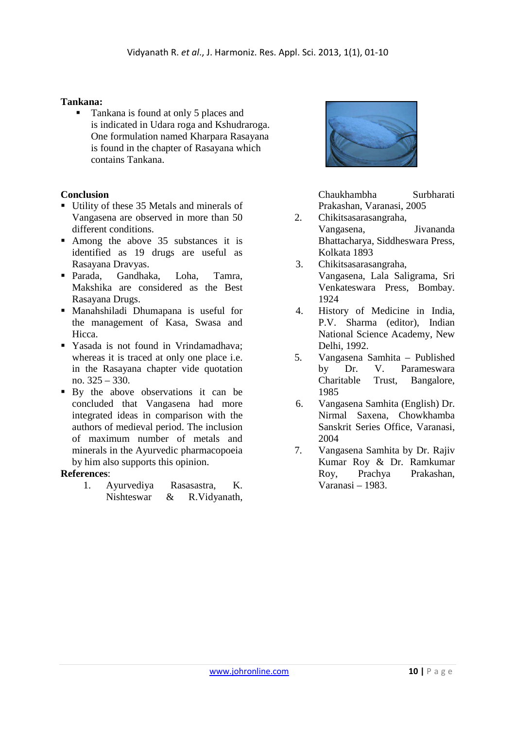**Tankana:**

- Tankana is found at only 5 places and is indicated in Udara roga and Kshudraroga. One formulation named Kharpara Rasayana is found in the chapter of Rasayana which contains Tankana.

**Conclusion**

- Utility of these 35 Metals and minerals of Vangasena are observed in more than 50 different conditions.
- Among the above 35 substances it is identified as 19 drugs are useful as Rasayana Dravyas.
- Parada, Gandhaka, Loha, Tamra, Makshika are considered as the Best Rasayana Drugs.
- Manahshiladi Dhumapana is useful for the management of Kasa, Swasa and Hicca.
- Yasada is not found in Vrindamadhava; whereas it is traced at only one place i.e. in the Rasayana chapter vide quotation no. 325 – 330.
- By the above observations it can be concluded that Vangasena had more integrated ideas in comparison with the authors of medieval period. The inclusion of maximum number of metals and minerals in the Ayurvedic pharmacopoeia by him also supports this opinion.

**References**:

1. Ayurvediya Rasasastra, K. Nishteswar & R.Vidyanath, Chaukhambha Surbharati Prakashan, Varanasi, 2005
2. Chikitsasarasangraha, Vangasena, Jivananda Bhattacharya, Siddheswara Press, Kolkata 1893
3. Chikitsasarasangraha, Vangasena, Lala Saligrama, Sri Venkateswara Press, Bombay. 1924
4. History of Medicine in India, P.V. Sharma (editor), Indian National Science Academy, New Delhi, 1992.
5. Vangasena Samhita – Published by Dr. V. Parameswara Charitable Trust, Bangalore, 1985
6. Vangasena Samhita (English) Dr. Nirmal Saxena, Chowkhamba Sanskrit Series Office, Varanasi, 2004
7. Vangasena Samhita by Dr. Rajiv Kumar Roy & Dr. Ramkumar Roy, Prachya Prakashan, Varanasi – 1983.